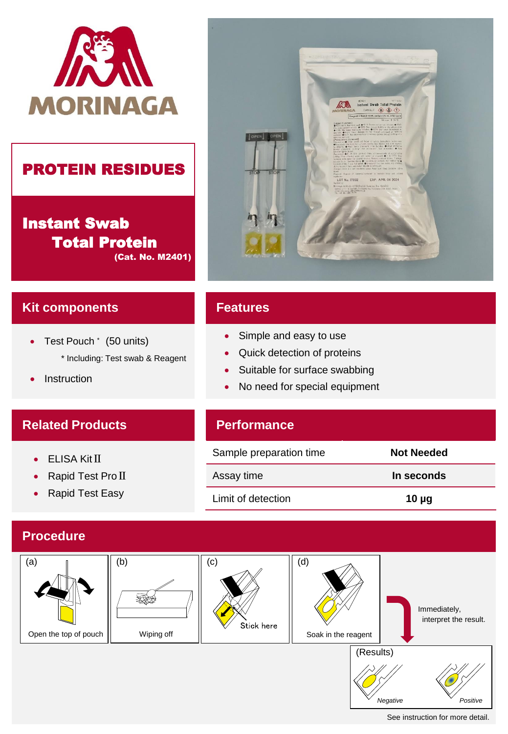MORINAGA

# PROTEIN RESIDUES

## Instant Swab Total Protein

**(Cat. No. M2401)**

## Kit components

- Test Pouch * (50 units)

  * Including: Test swab & Reagent
- Instruction

## Features

- Simple and easy to use
- Quick detection of proteins
- Suitable for surface swabbing
- No need for special equipment

## Related Products

- ELISA Kit II
- Rapid Test Pro II
- Rapid Test Easy

## Performance

| | |
|---|---|
| Sample preparation time | **Not Needed** |
| Assay time | **In seconds** |
| Limit of detection | **10 µg** |

## Procedure

(a) Open the top of pouch

(b) Wiping off

(c) Stick here

(d) Soak in the reagent

Immediately, interpret the result.

(Results)

*Negative* *Positive*

See instruction for more detail.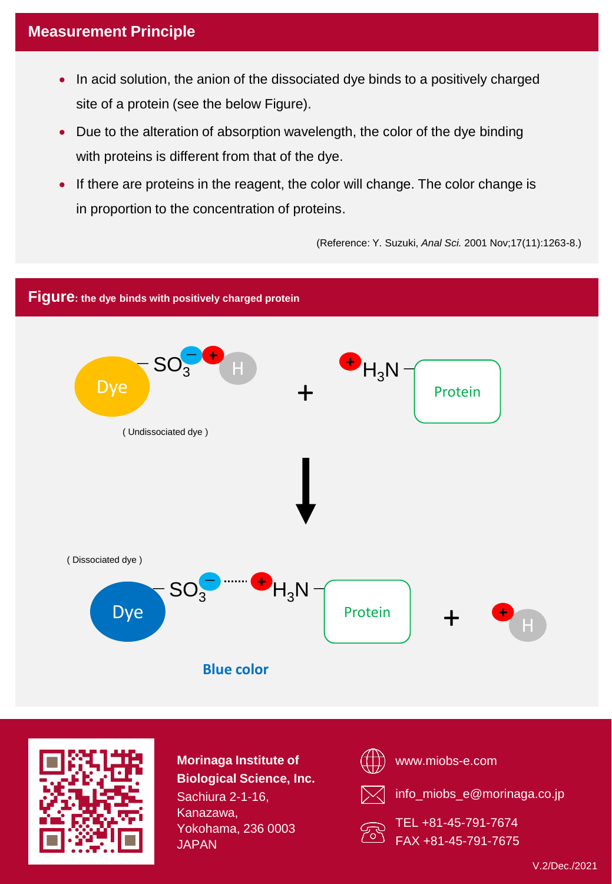## Measurement Principle

- In acid solution, the anion of the dissociated dye binds to a positively charged site of a protein (see the below Figure).
- Due to the alteration of absorption wavelength, the color of the dye binding with proteins is different from that of the dye.
- If there are proteins in the reagent, the color will change. The color change is in proportion to the concentration of proteins.

(Reference: Y. Suzuki, *Anal Sci.* 2001 Nov;17(11):1263-8.)

## Figure: the dye binds with positively charged protein

Dye $-SO_3^-$ $H^+$ + $^+H_3N-$ Protein

( Undissociated dye )

( Dissociated dye )

Dye $-SO_3^-$ ······ $^+H_3N-$ Protein + $H^+$

Blue color

**Morinaga Institute of Biological Science, Inc.**
Sachiura 2-1-16,
Kanazawa,
Yokohama, 236 0003
JAPAN

www.miobs-e.com

info_miobs_e@morinaga.co.jp

TEL +81-45-791-7674
FAX +81-45-791-7675

V.2/Dec./2021